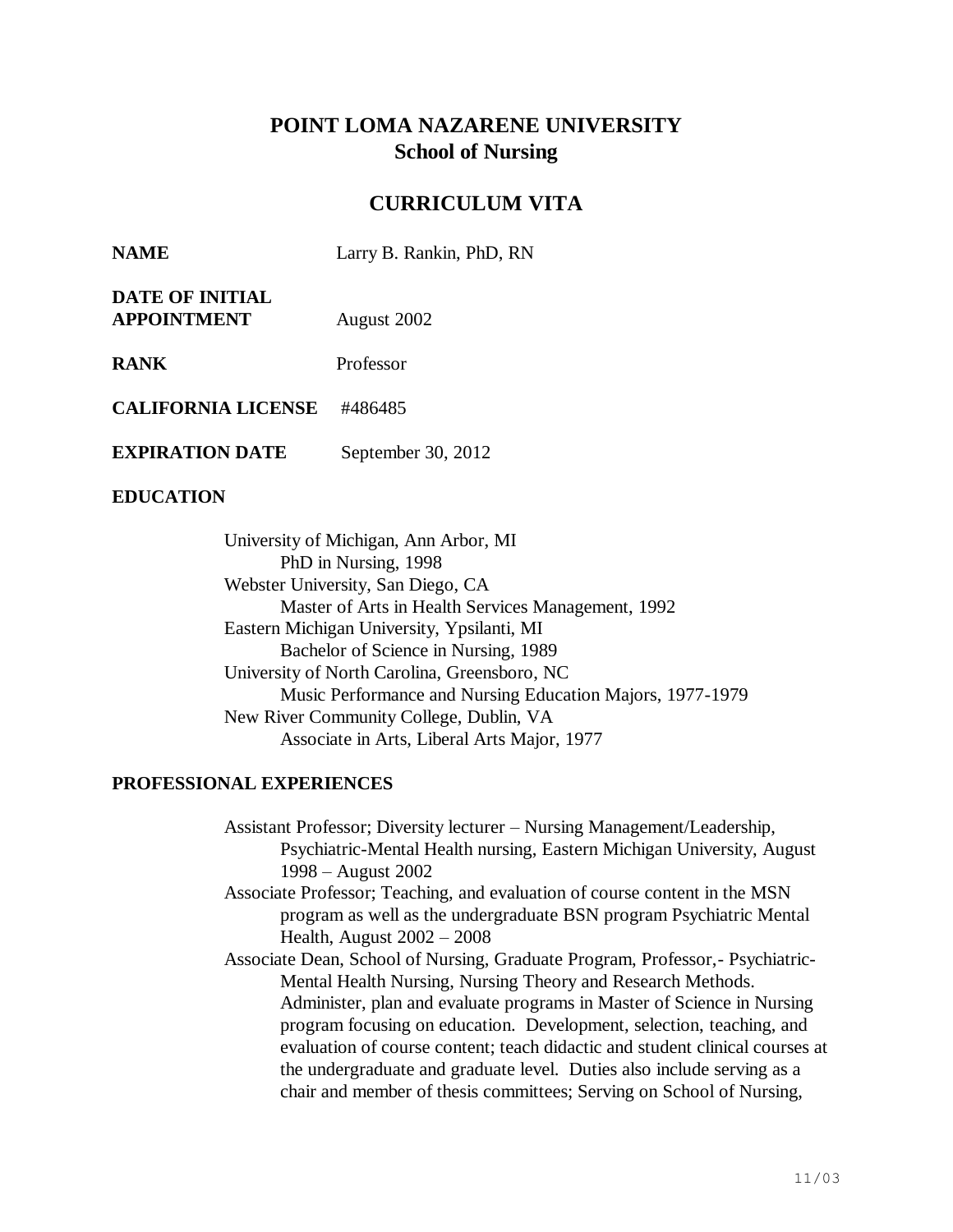# POINT LOMA NAZARENE UNIVERSITY
## School of Nursing

## CURRICULUM VITA

**NAME** Larry B. Rankin, PhD, RN

**DATE OF INITIAL APPOINTMENT** August 2002

**RANK** Professor

**CALIFORNIA LICENSE** #486485

**EXPIRATION DATE** September 30, 2012

### EDUCATION

University of Michigan, Ann Arbor, MI
 PhD in Nursing, 1998

Webster University, San Diego, CA
 Master of Arts in Health Services Management, 1992

Eastern Michigan University, Ypsilanti, MI
 Bachelor of Science in Nursing, 1989

University of North Carolina, Greensboro, NC
 Music Performance and Nursing Education Majors, 1977-1979

New River Community College, Dublin, VA
 Associate in Arts, Liberal Arts Major, 1977

### PROFESSIONAL EXPERIENCES

Assistant Professor; Diversity lecturer – Nursing Management/Leadership, Psychiatric-Mental Health nursing, Eastern Michigan University, August 1998 – August 2002

Associate Professor; Teaching, and evaluation of course content in the MSN program as well as the undergraduate BSN program Psychiatric Mental Health, August 2002 – 2008

Associate Dean, School of Nursing, Graduate Program, Professor,- Psychiatric-Mental Health Nursing, Nursing Theory and Research Methods. Administer, plan and evaluate programs in Master of Science in Nursing program focusing on education. Development, selection, teaching, and evaluation of course content; teach didactic and student clinical courses at the undergraduate and graduate level. Duties also include serving as a chair and member of thesis committees; Serving on School of Nursing,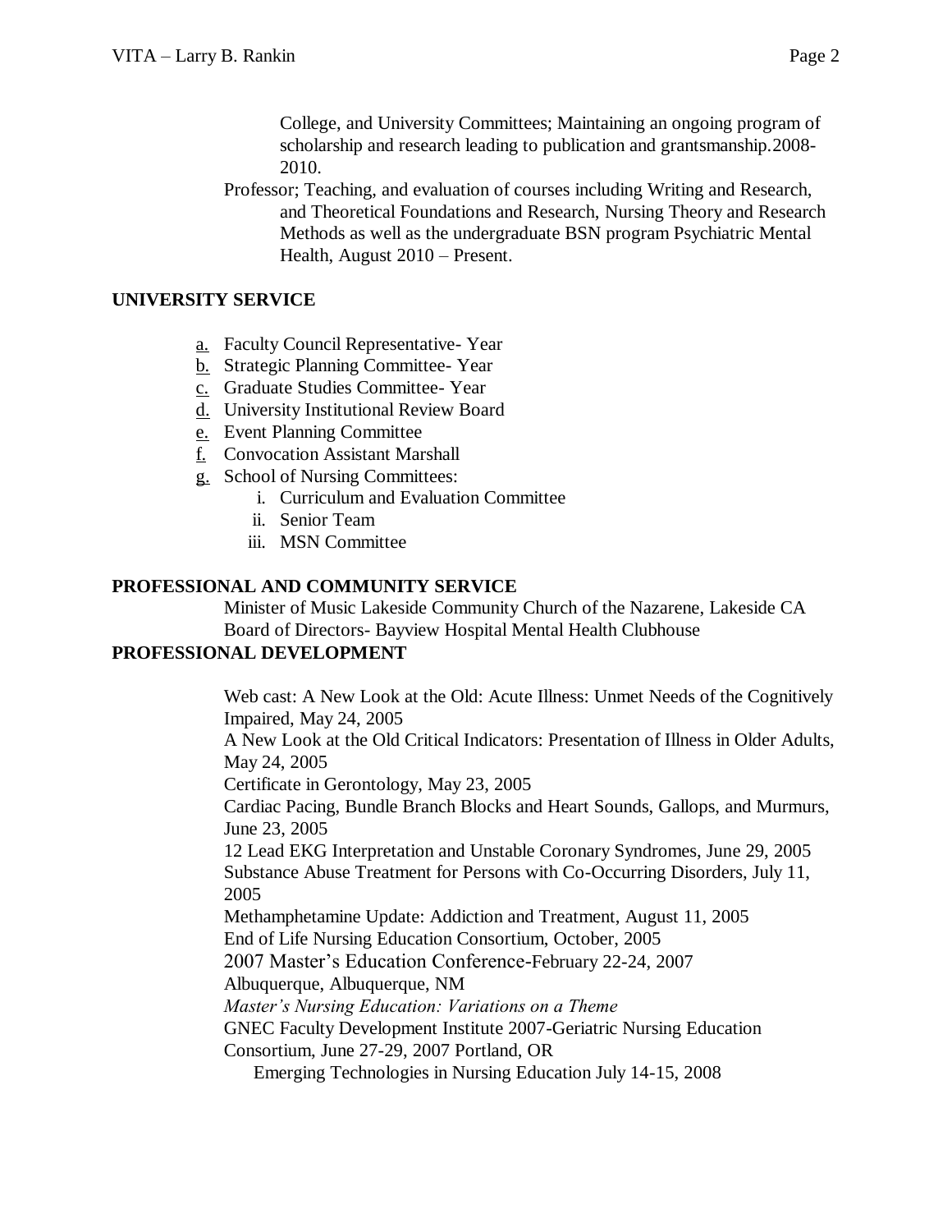College, and University Committees; Maintaining an ongoing program of scholarship and research leading to publication and grantsmanship.2008-2010.

Professor; Teaching, and evaluation of courses including Writing and Research, and Theoretical Foundations and Research, Nursing Theory and Research Methods as well as the undergraduate BSN program Psychiatric Mental Health, August 2010 – Present.

## UNIVERSITY SERVICE

a. Faculty Council Representative- Year
b. Strategic Planning Committee- Year
c. Graduate Studies Committee- Year
d. University Institutional Review Board
e. Event Planning Committee
f. Convocation Assistant Marshall
g. School of Nursing Committees:
    i. Curriculum and Evaluation Committee
    ii. Senior Team
    iii. MSN Committee

## PROFESSIONAL AND COMMUNITY SERVICE

Minister of Music Lakeside Community Church of the Nazarene, Lakeside CA
Board of Directors- Bayview Hospital Mental Health Clubhouse

## PROFESSIONAL DEVELOPMENT

Web cast: A New Look at the Old: Acute Illness: Unmet Needs of the Cognitively Impaired, May 24, 2005
A New Look at the Old Critical Indicators: Presentation of Illness in Older Adults, May 24, 2005
Certificate in Gerontology, May 23, 2005
Cardiac Pacing, Bundle Branch Blocks and Heart Sounds, Gallops, and Murmurs, June 23, 2005
12 Lead EKG Interpretation and Unstable Coronary Syndromes, June 29, 2005
Substance Abuse Treatment for Persons with Co-Occurring Disorders, July 11, 2005
Methamphetamine Update: Addiction and Treatment, August 11, 2005
End of Life Nursing Education Consortium, October, 2005
2007 Master's Education Conference-February 22-24, 2007
Albuquerque, Albuquerque, NM
*Master's Nursing Education: Variations on a Theme*
GNEC Faculty Development Institute 2007-Geriatric Nursing Education Consortium, June 27-29, 2007 Portland, OR
Emerging Technologies in Nursing Education July 14-15, 2008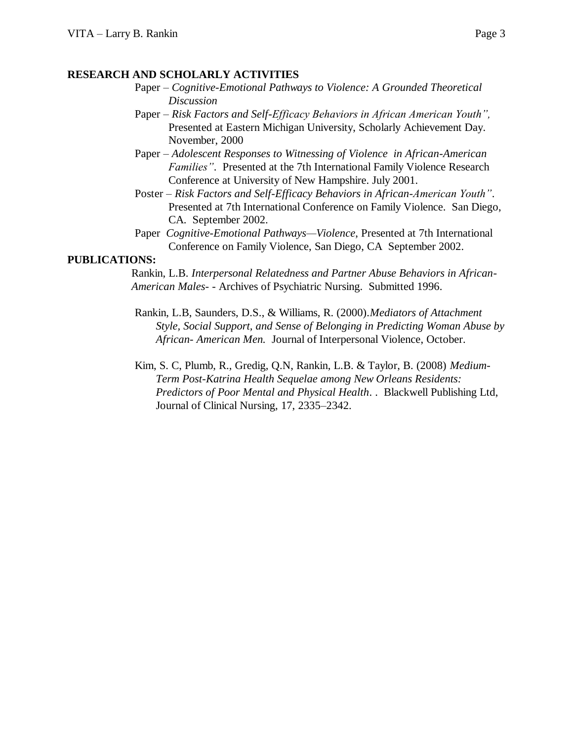**RESEARCH AND SCHOLARLY ACTIVITIES**

Paper – *Cognitive-Emotional Pathways to Violence: A Grounded Theoretical Discussion*

Paper – *Risk Factors and Self-Efficacy Behaviors in African American Youth",* Presented at Eastern Michigan University, Scholarly Achievement Day. November, 2000

Paper – *Adolescent Responses to Witnessing of Violence in African-American Families".* Presented at the 7th International Family Violence Research Conference at University of New Hampshire. July 2001.

Poster – *Risk Factors and Self-Efficacy Behaviors in African-American Youth".* Presented at 7th International Conference on Family Violence. San Diego, CA. September 2002.

Paper *Cognitive-Emotional Pathways—Violence*, Presented at 7th International Conference on Family Violence, San Diego, CA September 2002.

**PUBLICATIONS:**

Rankin, L.B. *Interpersonal Relatedness and Partner Abuse Behaviors in African-American Males-* - Archives of Psychiatric Nursing. Submitted 1996.

Rankin, L.B, Saunders, D.S., & Williams, R. (2000).*Mediators of Attachment Style, Social Support, and Sense of Belonging in Predicting Woman Abuse by African- American Men.* Journal of Interpersonal Violence, October.

Kim, S. C, Plumb, R., Gredig, Q.N, Rankin, L.B. & Taylor, B. (2008) *Medium-Term Post-Katrina Health Sequelae among New Orleans Residents: Predictors of Poor Mental and Physical Health*. . Blackwell Publishing Ltd, Journal of Clinical Nursing, 17, 2335–2342.